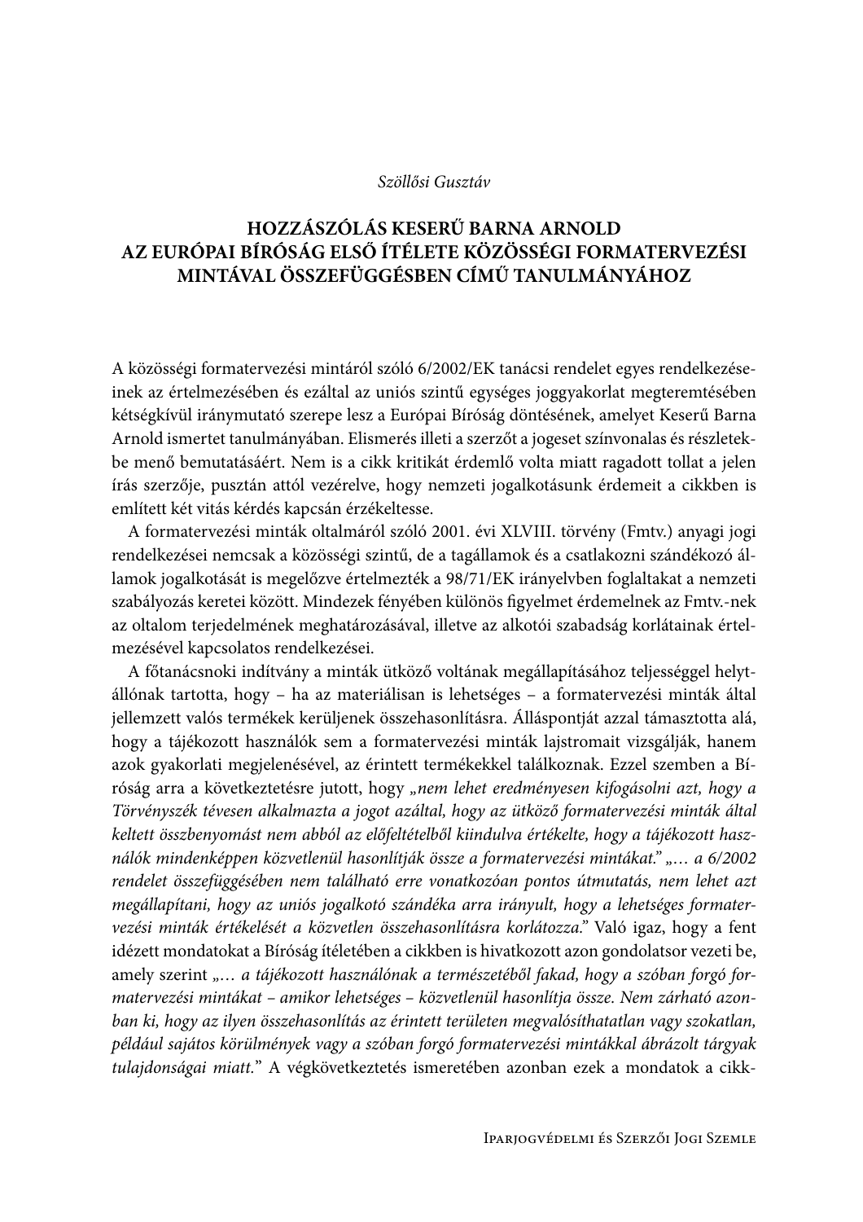*Szöllősi Gusztáv*

# HOZZÁSZÓLÁS KESERŰ BARNA ARNOLD AZ EURÓPAI BÍRÓSÁG ELSŐ ÍTÉLETE KÖZÖSSÉGI FORMATERVEZÉSI MINTÁVAL ÖSSZEFÜGGÉSBEN CÍMŰ TANULMÁNYÁHOZ

A közösségi formatervezési mintáról szóló 6/2002/EK tanácsi rendelet egyes rendelkezéseinek az értelmezésében és ezáltal az uniós szintű egységes joggyakorlat megteremtésében kétségkívül iránymutató szerepe lesz a Európai Bíróság döntésének, amelyet Keserű Barna Arnold ismertet tanulmányában. Elismerés illeti a szerzőt a jogeset színvonalas és részletekbe menő bemutatásáért. Nem is a cikk kritikát érdemlő volta miatt ragadott tollat a jelen írás szerzője, pusztán attól vezérelve, hogy nemzeti jogalkotásunk érdemeit a cikkben is említett két vitás kérdés kapcsán érzékeltesse.

A formatervezési minták oltalmáról szóló 2001. évi XLVIII. törvény (Fmtv.) anyagi jogi rendelkezései nemcsak a közösségi szintű, de a tagállamok és a csatlakozni szándékozó államok jogalkotását is megelőzve értelmezték a 98/71/EK irányelvben foglaltakat a nemzeti szabályozás keretei között. Mindezek fényében különös figyelmet érdemelnek az Fmtv.-nek az oltalom terjedelmének meghatározásával, illetve az alkotói szabadság korlátainak értelmezésével kapcsolatos rendelkezései.

A főtanácsnoki indítvány a minták ütköző voltának megállapításához teljességgel helytállónak tartotta, hogy – ha az materiálisan is lehetséges – a formatervezési minták által jellemzett valós termékek kerüljenek összehasonlításra. Álláspontját azzal támasztotta alá, hogy a tájékozott használók sem a formatervezési minták lajstromait vizsgálják, hanem azok gyakorlati megjelenésével, az érintett termékekkel találkoznak. Ezzel szemben a Bíróság arra a következtetésre jutott, hogy *„nem lehet eredményesen kifogásolni azt, hogy a Törvényszék tévesen alkalmazta a jogot azáltal, hogy az ütköző formatervezési minták által keltett összbenyomást nem abból az előfeltételből kiindulva értékelte, hogy a tájékozott használók mindenképpen közvetlenül hasonlítják össze a formatervezési mintákat.*" „*… a 6/2002 rendelet összefüggésében nem található erre vonatkozóan pontos útmutatás, nem lehet azt megállapítani, hogy az uniós jogalkotó szándéka arra irányult, hogy a lehetséges formatervezési minták értékelését a közvetlen összehasonlításra korlátozza.*" Való igaz, hogy a fent idézett mondatokat a Bíróság ítéletében a cikkben is hivatkozott azon gondolatsor vezeti be, amely szerint „*… a tájékozott használónak a természetéből fakad, hogy a szóban forgó formatervezési mintákat – amikor lehetséges – közvetlenül hasonlítja össze. Nem zárható azonban ki, hogy az ilyen összehasonlítás az érintett területen megvalósíthatatlan vagy szokatlan, például sajátos körülmények vagy a szóban forgó formatervezési mintákkal ábrázolt tárgyak tulajdonságai miatt.*" A végkövetkeztetés ismeretében azonban ezek a mondatok a cikk-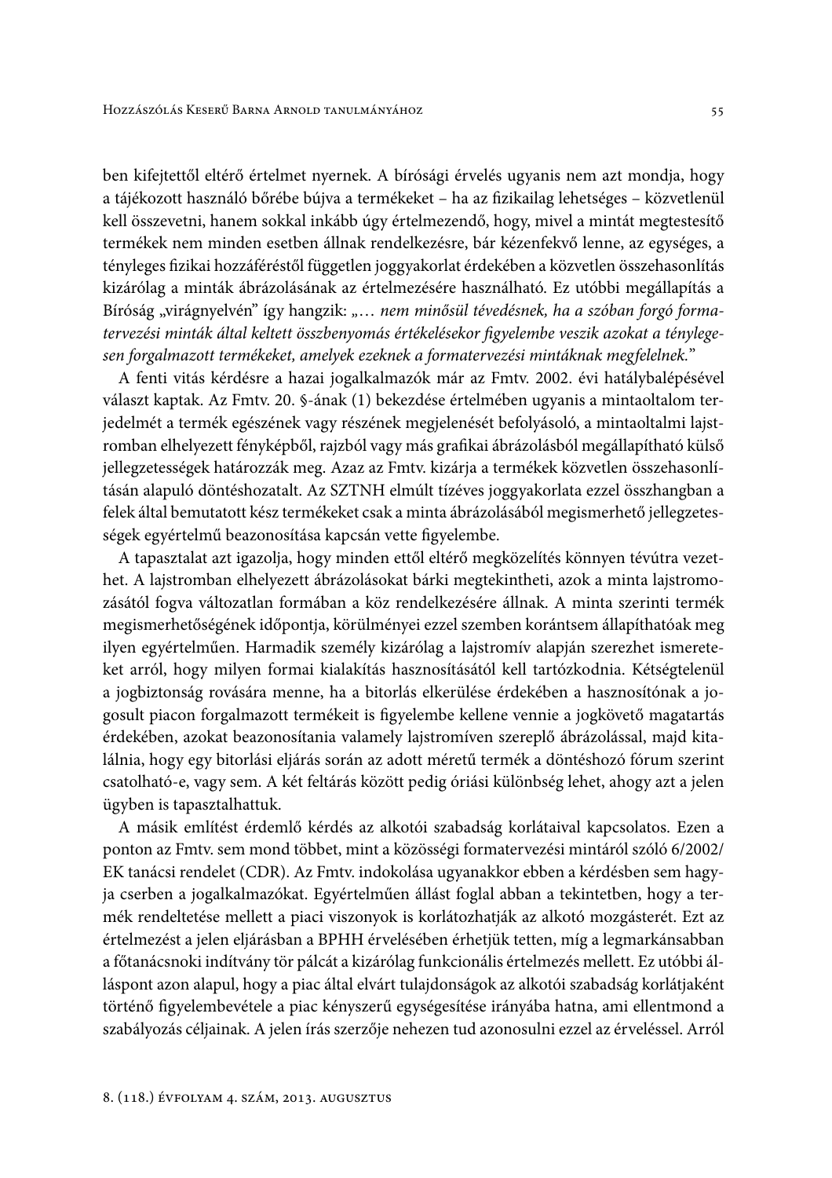ben kifejtettől eltérő értelmet nyernek. A bírósági érvelés ugyanis nem azt mondja, hogy a tájékozott használó bőrébe bújva a termékeket – ha az fizikailag lehetséges – közvetlenül kell összevetni, hanem sokkal inkább úgy értelmezendő, hogy, mivel a mintát megtestesítő termékek nem minden esetben állnak rendelkezésre, bár kézenfekvő lenne, az egységes, a tényleges fizikai hozzáféréstől független joggyakorlat érdekében a közvetlen összehasonlítás kizárólag a minták ábrázolásának az értelmezésére használható. Ez utóbbi megállapítás a Bíróság „virágnyelvén" így hangzik: *„… nem minősül tévedésnek, ha a szóban forgó formatervezési minták által keltett összbenyomás értékelésekor figyelembe veszik azokat a ténylegesen forgalmazott termékeket, amelyek ezeknek a formatervezési mintáknak megfelelnek.*"

A fenti vitás kérdésre a hazai jogalkalmazók már az Fmtv. 2002. évi hatálybalépésével választ kaptak. Az Fmtv. 20. §-ának (1) bekezdése értelmében ugyanis a mintaoltalom terjedelmét a termék egészének vagy részének megjelenését befolyásoló, a mintaoltalmi lajstromban elhelyezett fényképből, rajzból vagy más grafikai ábrázolásból megállapítható külső jellegzetességek határozzák meg. Azaz az Fmtv. kizárja a termékek közvetlen összehasonlításán alapuló döntéshozatalt. Az SZTNH elmúlt tízéves joggyakorlata ezzel összhangban a felek által bemutatott kész termékeket csak a minta ábrázolásából megismerhető jellegzetességek egyértelmű beazonosítása kapcsán vette figyelembe.

A tapasztalat azt igazolja, hogy minden ettől eltérő megközelítés könnyen tévútra vezethet. A lajstromban elhelyezett ábrázolásokat bárki megtekintheti, azok a minta lajstromozásától fogva változatlan formában a köz rendelkezésére állnak. A minta szerinti termék megismerhetőségének időpontja, körülményei ezzel szemben korántsem állapíthatóak meg ilyen egyértelműen. Harmadik személy kizárólag a lajstromív alapján szerezhet ismereteket arról, hogy milyen formai kialakítás hasznosításától kell tartózkodnia. Kétségtelenül a jogbiztonság rovására menne, ha a bitorlás elkerülése érdekében a hasznosítónak a jogosult piacon forgalmazott termékeit is figyelembe kellene vennie a jogkövető magatartás érdekében, azokat beazonosítania valamely lajstromíven szereplő ábrázolással, majd kitalálnia, hogy egy bitorlási eljárás során az adott méretű termék a döntéshozó fórum szerint csatolható-e, vagy sem. A két feltárás között pedig óriási különbség lehet, ahogy azt a jelen ügyben is tapasztalhattuk.

A másik említést érdemlő kérdés az alkotói szabadság korlátaival kapcsolatos. Ezen a ponton az Fmtv. sem mond többet, mint a közösségi formatervezési mintáról szóló 6/2002/EK tanácsi rendelet (CDR). Az Fmtv. indokolása ugyanakkor ebben a kérdésben sem hagyja cserben a jogalkalmazókat. Egyértelműen állást foglal abban a tekintetben, hogy a termék rendeltetése mellett a piaci viszonyok is korlátozhatják az alkotó mozgásterét. Ezt az értelmezést a jelen eljárásban a BPHH érvelésében érhetjük tetten, míg a legmarkánsabban a főtanácsnoki indítvány tör pálcát a kizárólag funkcionális értelmezés mellett. Ez utóbbi álláspont azon alapul, hogy a piac által elvárt tulajdonságok az alkotói szabadság korlátjaként történő figyelembevétele a piac kényszerű egységesítése irányába hatna, ami ellentmond a szabályozás céljainak. A jelen írás szerzője nehezen tud azonosulni ezzel az érveléssel. Arról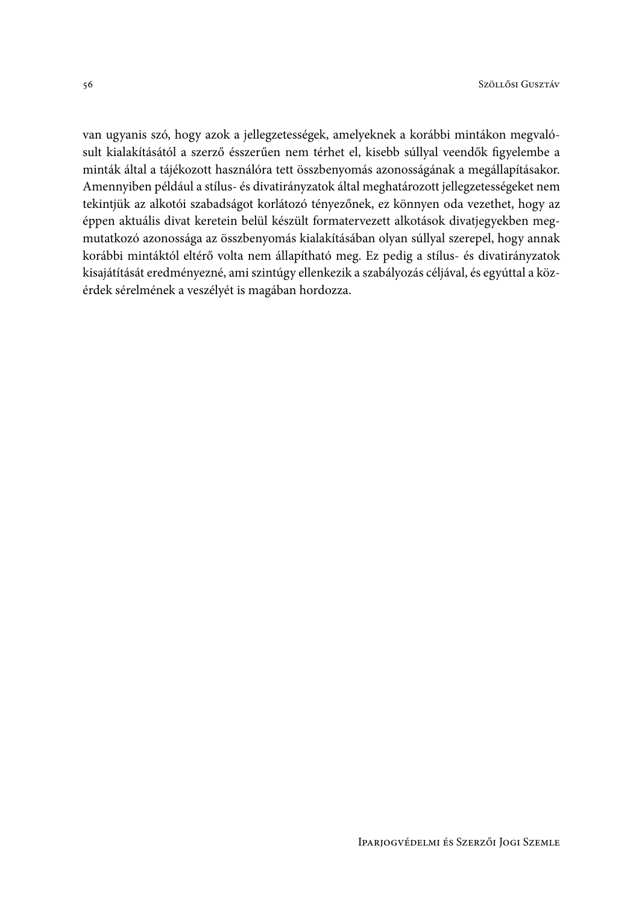van ugyanis szó, hogy azok a jellegzetességek, amelyeknek a korábbi mintákon megvalósult kialakításától a szerző ésszerűen nem térhet el, kisebb súllyal veendők figyelembe a minták által a tájékozott használóra tett összbenyomás azonosságának a megállapításakor. Amennyiben például a stílus- és divatirányzatok által meghatározott jellegzetességeket nem tekintjük az alkotói szabadságot korlátozó tényezőnek, ez könnyen oda vezethet, hogy az éppen aktuális divat keretein belül készült formatervezett alkotások divatjegyekben megmutatkozó azonossága az összbenyomás kialakításában olyan súllyal szerepel, hogy annak korábbi mintáktól eltérő volta nem állapítható meg. Ez pedig a stílus- és divatirányzatok kisajátítását eredményezné, ami szintúgy ellenkezik a szabályozás céljával, és egyúttal a közérdek sérelmének a veszélyét is magában hordozza.